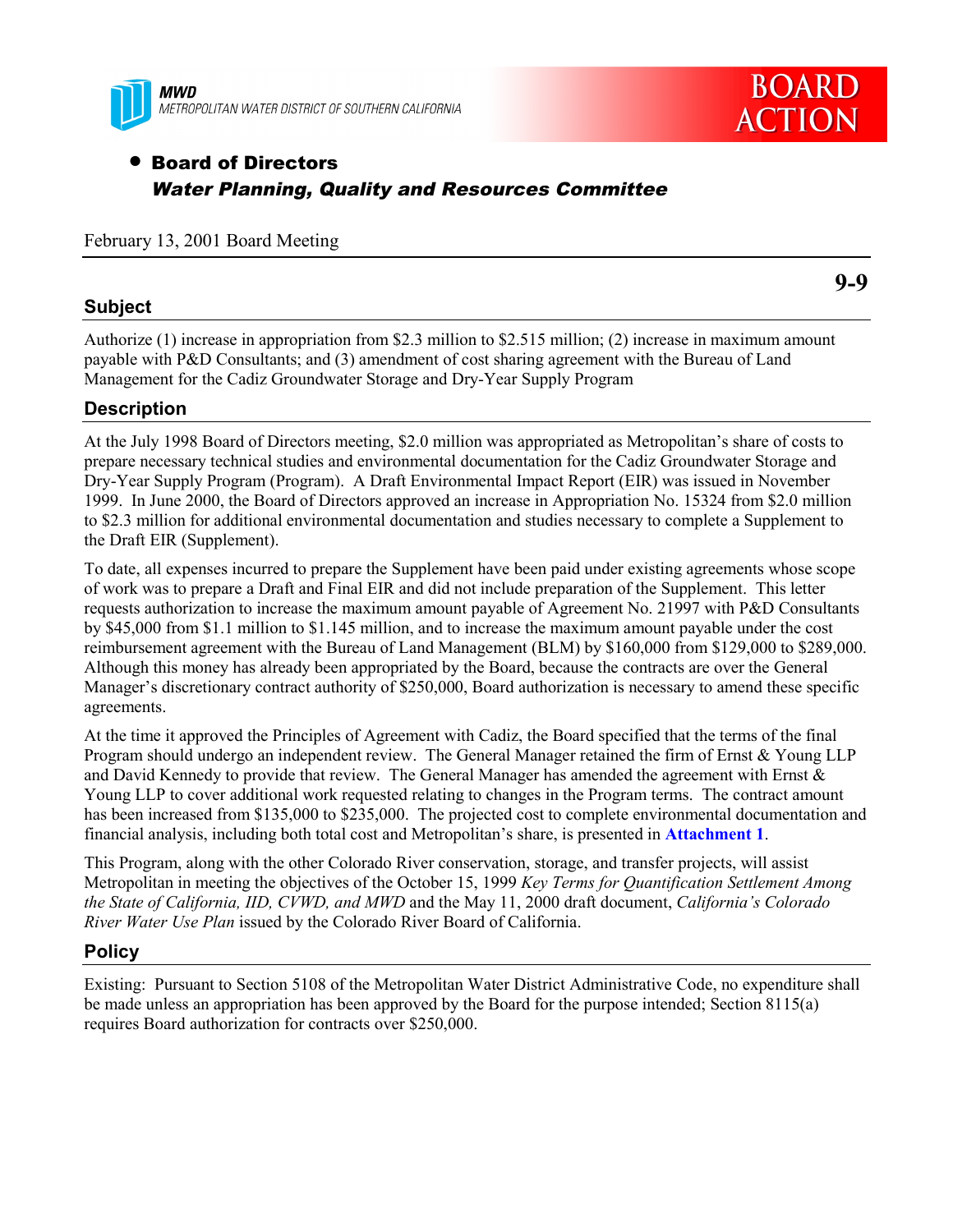MWD
METROPOLITAN WATER DISTRICT OF SOUTHERN CALIFORNIA

BOARD ACTION

- **Board of Directors**
  ***Water Planning, Quality and Resources Committee***

February 13, 2001 Board Meeting

**9-9**

## Subject

Authorize (1) increase in appropriation from $2.3 million to $2.515 million; (2) increase in maximum amount payable with P&D Consultants; and (3) amendment of cost sharing agreement with the Bureau of Land Management for the Cadiz Groundwater Storage and Dry-Year Supply Program

## Description

At the July 1998 Board of Directors meeting, $2.0 million was appropriated as Metropolitan's share of costs to prepare necessary technical studies and environmental documentation for the Cadiz Groundwater Storage and Dry-Year Supply Program (Program). A Draft Environmental Impact Report (EIR) was issued in November 1999. In June 2000, the Board of Directors approved an increase in Appropriation No. 15324 from $2.0 million to $2.3 million for additional environmental documentation and studies necessary to complete a Supplement to the Draft EIR (Supplement).

To date, all expenses incurred to prepare the Supplement have been paid under existing agreements whose scope of work was to prepare a Draft and Final EIR and did not include preparation of the Supplement. This letter requests authorization to increase the maximum amount payable of Agreement No. 21997 with P&D Consultants by $45,000 from $1.1 million to $1.145 million, and to increase the maximum amount payable under the cost reimbursement agreement with the Bureau of Land Management (BLM) by $160,000 from $129,000 to $289,000. Although this money has already been appropriated by the Board, because the contracts are over the General Manager's discretionary contract authority of $250,000, Board authorization is necessary to amend these specific agreements.

At the time it approved the Principles of Agreement with Cadiz, the Board specified that the terms of the final Program should undergo an independent review. The General Manager retained the firm of Ernst & Young LLP and David Kennedy to provide that review. The General Manager has amended the agreement with Ernst & Young LLP to cover additional work requested relating to changes in the Program terms. The contract amount has been increased from $135,000 to $235,000. The projected cost to complete environmental documentation and financial analysis, including both total cost and Metropolitan's share, is presented in **Attachment 1**.

This Program, along with the other Colorado River conservation, storage, and transfer projects, will assist Metropolitan in meeting the objectives of the October 15, 1999 *Key Terms for Quantification Settlement Among the State of California, IID, CVWD, and MWD* and the May 11, 2000 draft document, *California's Colorado River Water Use Plan* issued by the Colorado River Board of California.

## Policy

Existing: Pursuant to Section 5108 of the Metropolitan Water District Administrative Code, no expenditure shall be made unless an appropriation has been approved by the Board for the purpose intended; Section 8115(a) requires Board authorization for contracts over $250,000.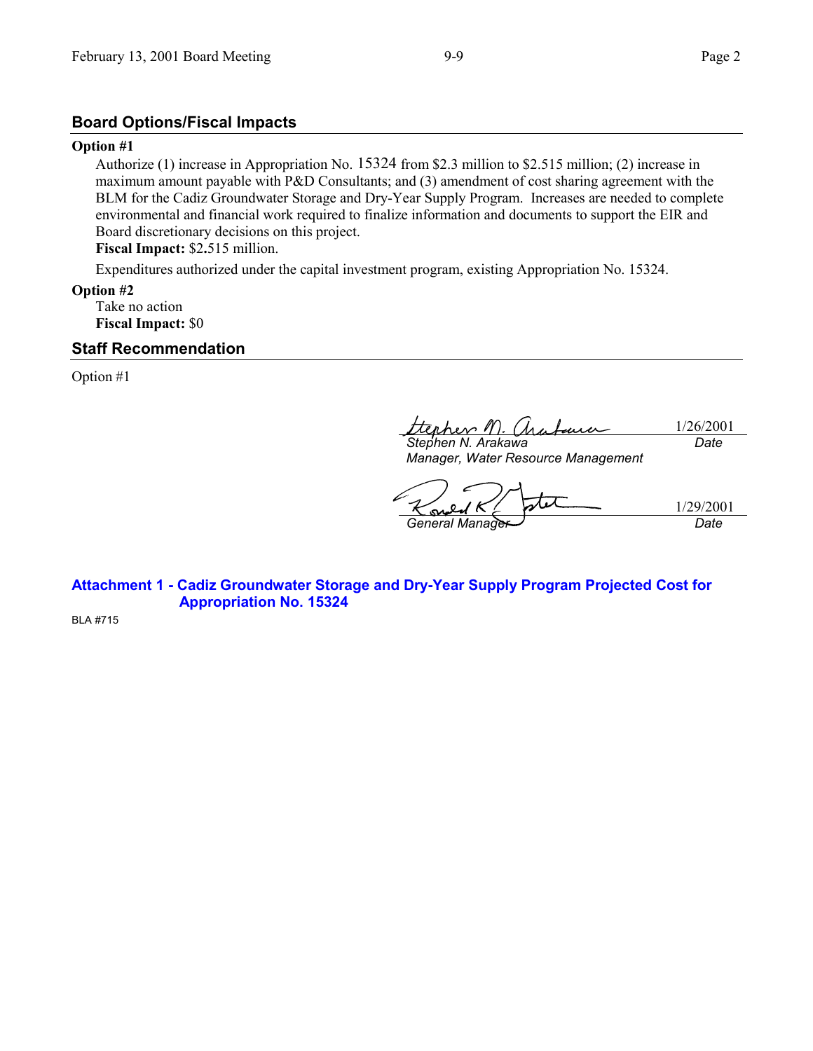## Board Options/Fiscal Impacts

**Option #1**

Authorize (1) increase in Appropriation No. 15324 from $2.3 million to $2.515 million; (2) increase in maximum amount payable with P&D Consultants; and (3) amendment of cost sharing agreement with the BLM for the Cadiz Groundwater Storage and Dry-Year Supply Program. Increases are needed to complete environmental and financial work required to finalize information and documents to support the EIR and Board discretionary decisions on this project.

**Fiscal Impact:** $2.515 million.

Expenditures authorized under the capital investment program, existing Appropriation No. 15324.

**Option #2**

Take no action

**Fiscal Impact:** $0

## Staff Recommendation

Option #1

| | |
|---|---|
| *Stephen N. Arakawa*<br>*Manager, Water Resource Management* | 1/26/2001<br>*Date* |
| *General Manager* | 1/29/2001<br>*Date* |

**Attachment 1 - Cadiz Groundwater Storage and Dry-Year Supply Program Projected Cost for Appropriation No. 15324**

BLA #715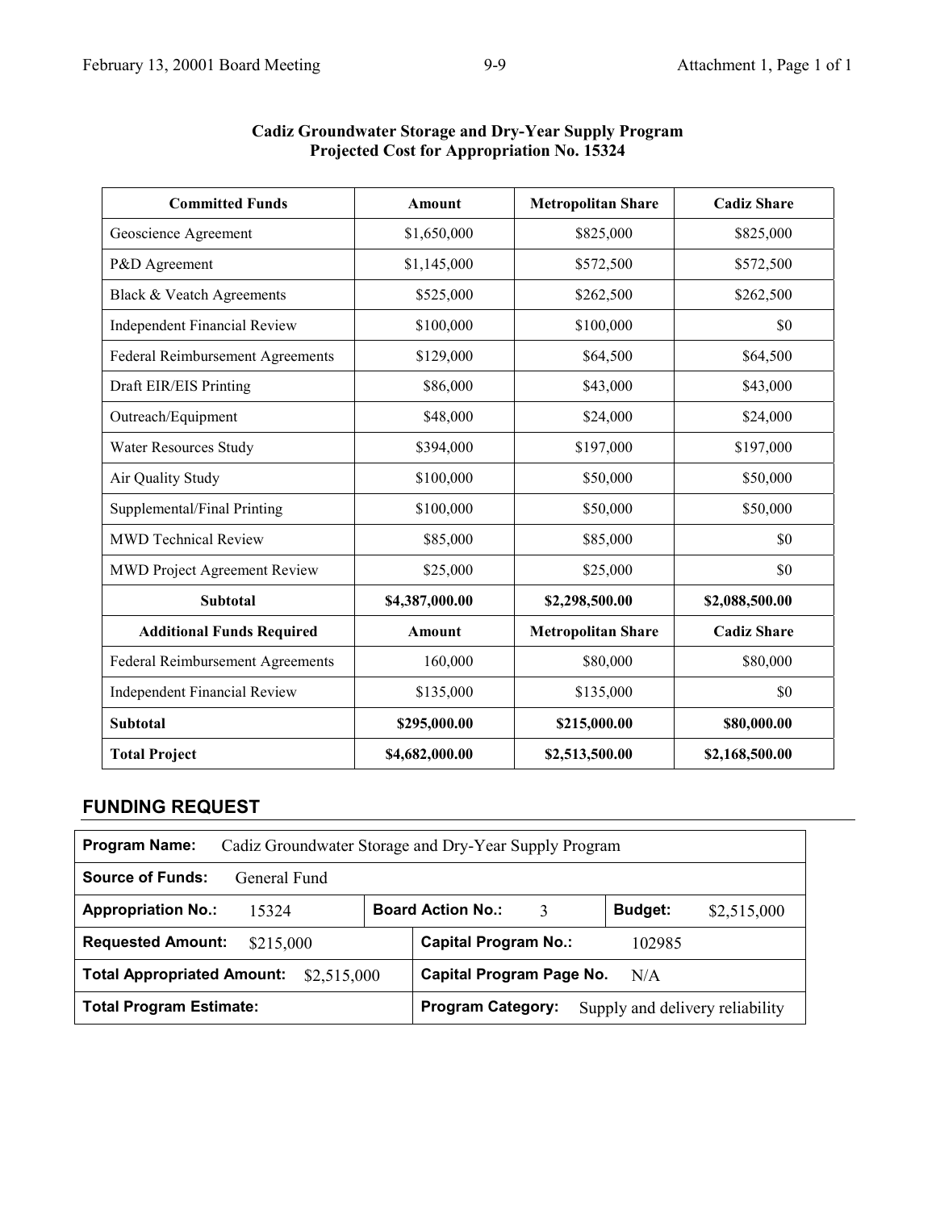**Cadiz Groundwater Storage and Dry-Year Supply Program**
**Projected Cost for Appropriation No. 15324**

| Committed Funds | Amount | Metropolitan Share | Cadiz Share |
|---|---|---|---|
| Geoscience Agreement | $1,650,000 | $825,000 | $825,000 |
| P&D Agreement | $1,145,000 | $572,500 | $572,500 |
| Black & Veatch Agreements | $525,000 | $262,500 | $262,500 |
| Independent Financial Review | $100,000 | $100,000 | $0 |
| Federal Reimbursement Agreements | $129,000 | $64,500 | $64,500 |
| Draft EIR/EIS Printing | $86,000 | $43,000 | $43,000 |
| Outreach/Equipment | $48,000 | $24,000 | $24,000 |
| Water Resources Study | $394,000 | $197,000 | $197,000 |
| Air Quality Study | $100,000 | $50,000 | $50,000 |
| Supplemental/Final Printing | $100,000 | $50,000 | $50,000 |
| MWD Technical Review | $85,000 | $85,000 | $0 |
| MWD Project Agreement Review | $25,000 | $25,000 | $0 |
| **Subtotal** | **$4,387,000.00** | **$2,298,500.00** | **$2,088,500.00** |
| **Additional Funds Required** | **Amount** | **Metropolitan Share** | **Cadiz Share** |
| Federal Reimbursement Agreements | 160,000 | $80,000 | $80,000 |
| Independent Financial Review | $135,000 | $135,000 | $0 |
| **Subtotal** | **$295,000.00** | **$215,000.00** | **$80,000.00** |
| **Total Project** | **$4,682,000.00** | **$2,513,500.00** | **$2,168,500.00** |

## FUNDING REQUEST

| | | | |
|---|---|---|---|
| **Program Name:** Cadiz Groundwater Storage and Dry-Year Supply Program | | | |
| **Source of Funds:** General Fund | | | |
| **Appropriation No.:** 15324 | **Board Action No.:** 3 | | **Budget:** $2,515,000 |
| **Requested Amount:** $215,000 | | **Capital Program No.:** 102985 | |
| **Total Appropriated Amount:** $2,515,000 | | **Capital Program Page No.** N/A | |
| **Total Program Estimate:** | | **Program Category:** Supply and delivery reliability | |